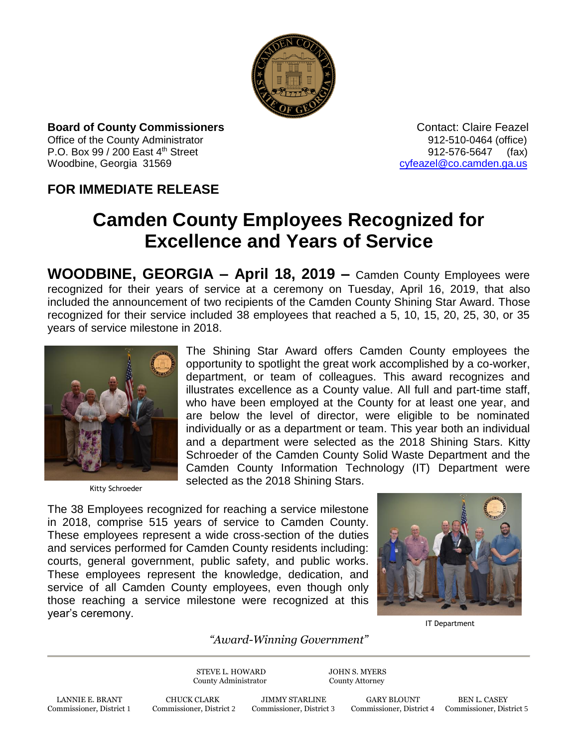**Board of County Commissioners**
Office of the County Administrator
P.O. Box 99 / 200 East 4th Street
Woodbine, Georgia 31569

Contact: Claire Feazel
912-510-0464 (office)
912-576-5647 (fax)
cyfeazel@co.camden.ga.us

**FOR IMMEDIATE RELEASE**

# Camden County Employees Recognized for Excellence and Years of Service

**WOODBINE, GEORGIA – April 18, 2019 –** Camden County Employees were recognized for their years of service at a ceremony on Tuesday, April 16, 2019, that also included the announcement of two recipients of the Camden County Shining Star Award. Those recognized for their service included 38 employees that reached a 5, 10, 15, 20, 25, 30, or 35 years of service milestone in 2018.

Kitty Schroeder

The Shining Star Award offers Camden County employees the opportunity to spotlight the great work accomplished by a co-worker, department, or team of colleagues. This award recognizes and illustrates excellence as a County value. All full and part-time staff, who have been employed at the County for at least one year, and are below the level of director, were eligible to be nominated individually or as a department or team. This year both an individual and a department were selected as the 2018 Shining Stars. Kitty Schroeder of the Camden County Solid Waste Department and the Camden County Information Technology (IT) Department were selected as the 2018 Shining Stars.

The 38 Employees recognized for reaching a service milestone in 2018, comprise 515 years of service to Camden County. These employees represent a wide cross-section of the duties and services performed for Camden County residents including: courts, general government, public safety, and public works. These employees represent the knowledge, dedication, and service of all Camden County employees, even though only those reaching a service milestone were recognized at this year's ceremony.

IT Department

*"Award-Winning Government"*

STEVE L. HOWARD, County Administrator
JOHN S. MYERS, County Attorney

LANNIE E. BRANT, Commissioner, District 1
CHUCK CLARK, Commissioner, District 2
JIMMY STARLINE, Commissioner, District 3
GARY BLOUNT, Commissioner, District 4
BEN L. CASEY, Commissioner, District 5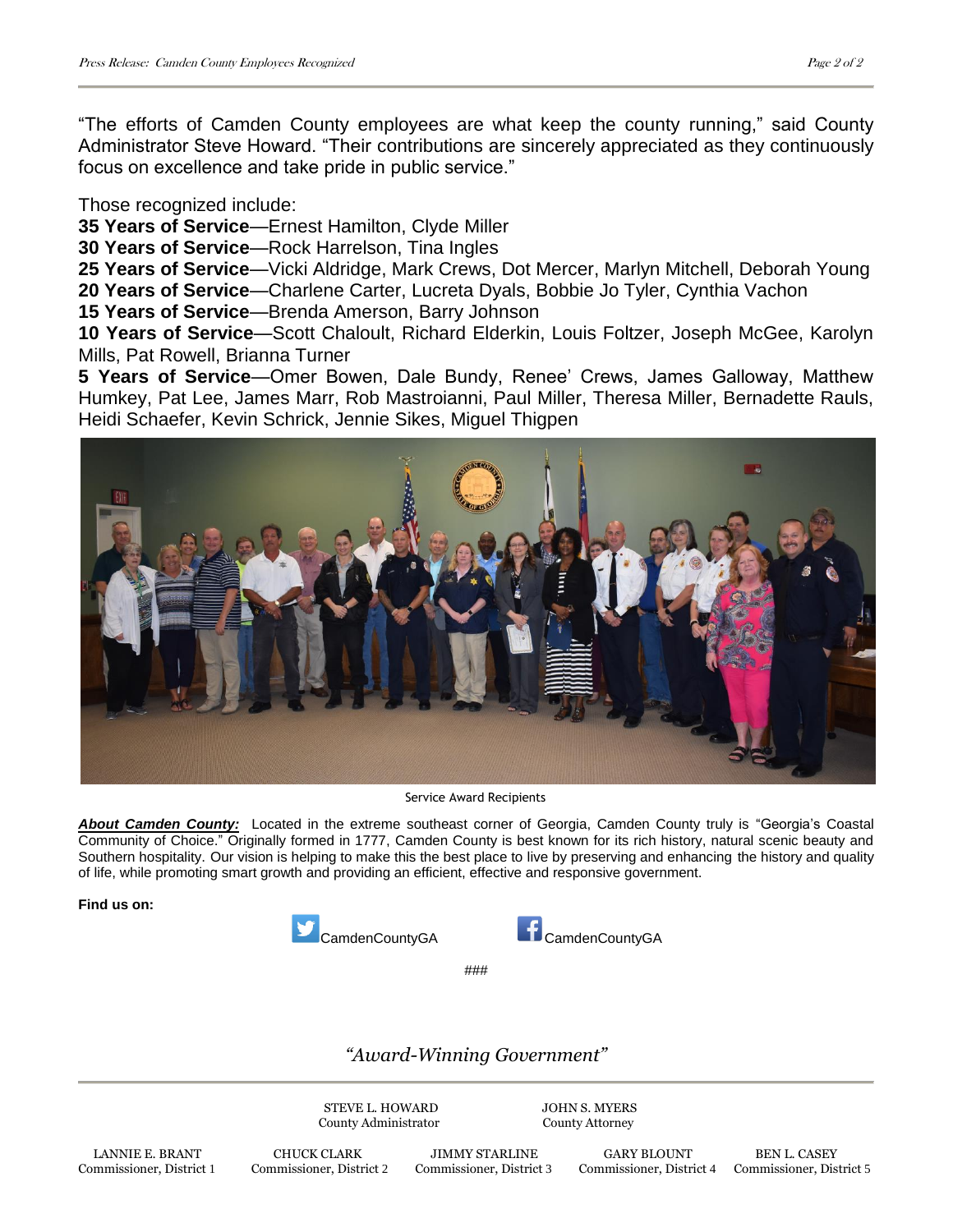"The efforts of Camden County employees are what keep the county running," said County Administrator Steve Howard. "Their contributions are sincerely appreciated as they continuously focus on excellence and take pride in public service."

Those recognized include:
**35 Years of Service**—Ernest Hamilton, Clyde Miller
**30 Years of Service**—Rock Harrelson, Tina Ingles
**25 Years of Service**—Vicki Aldridge, Mark Crews, Dot Mercer, Marlyn Mitchell, Deborah Young
**20 Years of Service**—Charlene Carter, Lucreta Dyals, Bobbie Jo Tyler, Cynthia Vachon
**15 Years of Service**—Brenda Amerson, Barry Johnson
**10 Years of Service**—Scott Chaloult, Richard Elderkin, Louis Foltzer, Joseph McGee, Karolyn Mills, Pat Rowell, Brianna Turner
**5 Years of Service**—Omer Bowen, Dale Bundy, Renee' Crews, James Galloway, Matthew Humkey, Pat Lee, James Marr, Rob Mastroianni, Paul Miller, Theresa Miller, Bernadette Rauls, Heidi Schaefer, Kevin Schrick, Jennie Sikes, Miguel Thigpen

Service Award Recipients

***About Camden County:*** Located in the extreme southeast corner of Georgia, Camden County truly is "Georgia's Coastal Community of Choice." Originally formed in 1777, Camden County is best known for its rich history, natural scenic beauty and Southern hospitality. Our vision is helping to make this the best place to live by preserving and enhancing the history and quality of life, while promoting smart growth and providing an efficient, effective and responsive government.

**Find us on:**

CamdenCountyGA CamdenCountyGA

###

*"Award-Winning Government"*

STEVE L. HOWARD
County Administrator

JOHN S. MYERS
County Attorney

LANNIE E. BRANT
Commissioner, District 1

CHUCK CLARK
Commissioner, District 2

JIMMY STARLINE
Commissioner, District 3

GARY BLOUNT
Commissioner, District 4

BEN L. CASEY
Commissioner, District 5